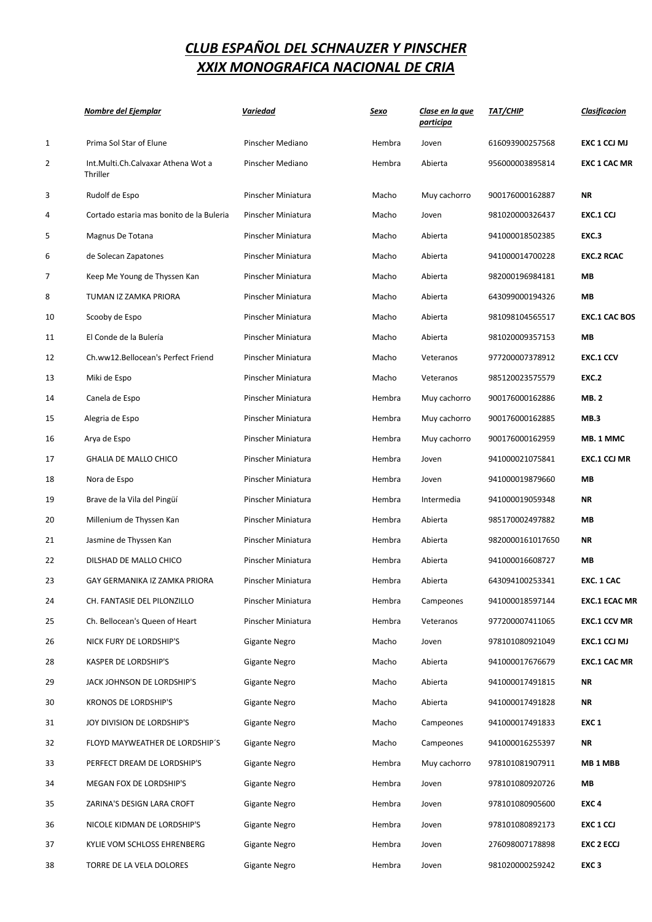# CLUB ESPAÑOL DEL SCHNAUZER Y PINSCHER
# XXIX MONOGRAFICA NACIONAL DE CRIA

| | Nombre del Ejemplar | Variedad | Sexo | Clase en la que participa | TAT/CHIP | Clasificacion |
|---|---|---|---|---|---|---|
| 1 | Prima Sol Star of Elune | Pinscher Mediano | Hembra | Joven | 616093900257568 | **EXC 1 CCJ MJ** |
| 2 | Int.Multi.Ch.Calvaxar Athena Wot a Thriller | Pinscher Mediano | Hembra | Abierta | 956000003895814 | **EXC 1 CAC MR** |
| 3 | Rudolf de Espo | Pinscher Miniatura | Macho | Muy cachorro | 900176000162887 | **NR** |
| 4 | Cortado estaria mas bonito de la Buleria | Pinscher Miniatura | Macho | Joven | 981020000326437 | **EXC.1 CCJ** |
| 5 | Magnus De Totana | Pinscher Miniatura | Macho | Abierta | 941000018502385 | **EXC.3** |
| 6 | de Solecan Zapatones | Pinscher Miniatura | Macho | Abierta | 941000014700228 | **EXC.2 RCAC** |
| 7 | Keep Me Young de Thyssen Kan | Pinscher Miniatura | Macho | Abierta | 982000196984181 | **MB** |
| 8 | TUMAN IZ ZAMKA PRIORA | Pinscher Miniatura | Macho | Abierta | 643099000194326 | **MB** |
| 10 | Scooby de Espo | Pinscher Miniatura | Macho | Abierta | 981098104565517 | **EXC.1 CAC BOS** |
| 11 | El Conde de la Bulería | Pinscher Miniatura | Macho | Abierta | 981020009357153 | **MB** |
| 12 | Ch.ww12.Bellocean's Perfect Friend | Pinscher Miniatura | Macho | Veteranos | 977200007378912 | **EXC.1 CCV** |
| 13 | Miki de Espo | Pinscher Miniatura | Macho | Veteranos | 985120023575579 | **EXC.2** |
| 14 | Canela de Espo | Pinscher Miniatura | Hembra | Muy cachorro | 900176000162886 | **MB. 2** |
| 15 | Alegria de Espo | Pinscher Miniatura | Hembra | Muy cachorro | 900176000162885 | **MB.3** |
| 16 | Arya de Espo | Pinscher Miniatura | Hembra | Muy cachorro | 900176000162959 | **MB. 1 MMC** |
| 17 | GHALIA DE MALLO CHICO | Pinscher Miniatura | Hembra | Joven | 941000021075841 | **EXC.1 CCJ MR** |
| 18 | Nora de Espo | Pinscher Miniatura | Hembra | Joven | 941000019879660 | **MB** |
| 19 | Brave de la Vila del Pingüí | Pinscher Miniatura | Hembra | Intermedia | 941000019059348 | **NR** |
| 20 | Millenium de Thyssen Kan | Pinscher Miniatura | Hembra | Abierta | 985170002497882 | **MB** |
| 21 | Jasmine de Thyssen Kan | Pinscher Miniatura | Hembra | Abierta | 9820000161017650 | **NR** |
| 22 | DILSHAD DE MALLO CHICO | Pinscher Miniatura | Hembra | Abierta | 941000016608727 | **MB** |
| 23 | GAY GERMANIKA IZ ZAMKA PRIORA | Pinscher Miniatura | Hembra | Abierta | 643094100253341 | **EXC. 1 CAC** |
| 24 | CH. FANTASIE DEL PILONZILLO | Pinscher Miniatura | Hembra | Campeones | 941000018597144 | **EXC.1 ECAC MR** |
| 25 | Ch. Bellocean's Queen of Heart | Pinscher Miniatura | Hembra | Veteranos | 977200007411065 | **EXC.1 CCV MR** |
| 26 | NICK FURY DE LORDSHIP'S | Gigante Negro | Macho | Joven | 978101080921049 | **EXC.1 CCJ MJ** |
| 28 | KASPER DE LORDSHIP'S | Gigante Negro | Macho | Abierta | 941000017676679 | **EXC.1 CAC MR** |
| 29 | JACK JOHNSON DE LORDSHIP'S | Gigante Negro | Macho | Abierta | 941000017491815 | **NR** |
| 30 | KRONOS DE LORDSHIP'S | Gigante Negro | Macho | Abierta | 941000017491828 | **NR** |
| 31 | JOY DIVISION DE LORDSHIP'S | Gigante Negro | Macho | Campeones | 941000017491833 | **EXC 1** |
| 32 | FLOYD MAYWEATHER DE LORDSHIP´S | Gigante Negro | Macho | Campeones | 941000016255397 | **NR** |
| 33 | PERFECT DREAM DE LORDSHIP'S | Gigante Negro | Hembra | Muy cachorro | 978101081907911 | **MB 1 MBB** |
| 34 | MEGAN FOX DE LORDSHIP'S | Gigante Negro | Hembra | Joven | 978101080920726 | **MB** |
| 35 | ZARINA'S DESIGN LARA CROFT | Gigante Negro | Hembra | Joven | 978101080905600 | **EXC 4** |
| 36 | NICOLE KIDMAN DE LORDSHIP'S | Gigante Negro | Hembra | Joven | 978101080892173 | **EXC 1 CCJ** |
| 37 | KYLIE VOM SCHLOSS EHRENBERG | Gigante Negro | Hembra | Joven | 276098007178898 | **EXC 2 ECCJ** |
| 38 | TORRE DE LA VELA DOLORES | Gigante Negro | Hembra | Joven | 981020000259242 | **EXC 3** |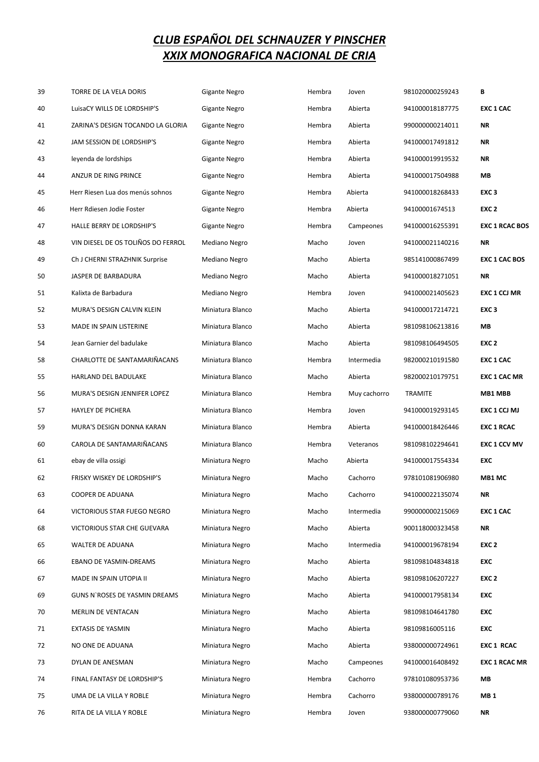# CLUB ESPAÑOL DEL SCHNAUZER Y PINSCHER
# XXIX MONOGRAFICA NACIONAL DE CRIA

| | | | | | | |
|---|---|---|---|---|---|---|
| 39 | TORRE DE LA VELA DORIS | Gigante Negro | Hembra | Joven | 981020000259243 | **B** |
| 40 | LuisaCY WILLS DE LORDSHIP'S | Gigante Negro | Hembra | Abierta | 941000018187775 | **EXC 1 CAC** |
| 41 | ZARINA'S DESIGN TOCANDO LA GLORIA | Gigante Negro | Hembra | Abierta | 990000000214011 | **NR** |
| 42 | JAM SESSION DE LORDSHIP'S | Gigante Negro | Hembra | Abierta | 941000017491812 | **NR** |
| 43 | leyenda de lordships | Gigante Negro | Hembra | Abierta | 941000019919532 | **NR** |
| 44 | ANZUR DE RING PRINCE | Gigante Negro | Hembra | Abierta | 941000017504988 | **MB** |
| 45 | Herr Riesen Lua dos menús sohnos | Gigante Negro | Hembra | Abierta | 941000018268433 | **EXC 3** |
| 46 | Herr Rdiesen Jodie Foster | Gigante Negro | Hembra | Abierta | 94100001674513 | **EXC 2** |
| 47 | HALLE BERRY DE LORDSHIP'S | Gigante Negro | Hembra | Campeones | 941000016255391 | **EXC 1 RCAC BOS** |
| 48 | VIN DIESEL DE OS TOLIÑOS DO FERROL | Mediano Negro | Macho | Joven | 941000021140216 | **NR** |
| 49 | Ch J CHERNI STRAZHNIK Surprise | Mediano Negro | Macho | Abierta | 985141000867499 | **EXC 1 CAC BOS** |
| 50 | JASPER DE BARBADURA | Mediano Negro | Macho | Abierta | 941000018271051 | **NR** |
| 51 | Kalixta de Barbadura | Mediano Negro | Hembra | Joven | 941000021405623 | **EXC 1 CCJ MR** |
| 52 | MURA'S DESIGN CALVIN KLEIN | Miniatura Blanco | Macho | Abierta | 941000017214721 | **EXC 3** |
| 53 | MADE IN SPAIN LISTERINE | Miniatura Blanco | Macho | Abierta | 981098106213816 | **MB** |
| 54 | Jean Garnier del badulake | Miniatura Blanco | Macho | Abierta | 981098106494505 | **EXC 2** |
| 58 | CHARLOTTE DE SANTAMARIÑACANS | Miniatura Blanco | Hembra | Intermedia | 982000210191580 | **EXC 1 CAC** |
| 55 | HARLAND DEL BADULAKE | Miniatura Blanco | Macho | Abierta | 982000210179751 | **EXC 1 CAC MR** |
| 56 | MURA'S DESIGN JENNIFER LOPEZ | Miniatura Blanco | Hembra | Muy cachorro | TRAMITE | **MB1 MBB** |
| 57 | HAYLEY DE PICHERA | Miniatura Blanco | Hembra | Joven | 941000019293145 | **EXC 1 CCJ MJ** |
| 59 | MURA'S DESIGN DONNA KARAN | Miniatura Blanco | Hembra | Abierta | 941000018426446 | **EXC 1 RCAC** |
| 60 | CAROLA DE SANTAMARIÑACANS | Miniatura Blanco | Hembra | Veteranos | 981098102294641 | **EXC 1 CCV MV** |
| 61 | ebay de villa ossigi | Miniatura Negro | Macho | Abierta | 941000017554334 | **EXC** |
| 62 | FRISKY WISKEY DE LORDSHIP'S | Miniatura Negro | Macho | Cachorro | 978101081906980 | **MB1 MC** |
| 63 | COOPER DE ADUANA | Miniatura Negro | Macho | Cachorro | 941000022135074 | **NR** |
| 64 | VICTORIOUS STAR FUEGO NEGRO | Miniatura Negro | Macho | Intermedia | 990000000215069 | **EXC 1 CAC** |
| 68 | VICTORIOUS STAR CHE GUEVARA | Miniatura Negro | Macho | Abierta | 900118000323458 | **NR** |
| 65 | WALTER DE ADUANA | Miniatura Negro | Macho | Intermedia | 941000019678194 | **EXC 2** |
| 66 | EBANO DE YASMIN-DREAMS | Miniatura Negro | Macho | Abierta | 981098104834818 | **EXC** |
| 67 | MADE IN SPAIN UTOPIA II | Miniatura Negro | Macho | Abierta | 981098106207227 | **EXC 2** |
| 69 | GUNS N`ROSES DE YASMIN DREAMS | Miniatura Negro | Macho | Abierta | 941000017958134 | **EXC** |
| 70 | MERLIN DE VENTACAN | Miniatura Negro | Macho | Abierta | 981098104641780 | **EXC** |
| 71 | EXTASIS DE YASMIN | Miniatura Negro | Macho | Abierta | 98109816005116 | **EXC** |
| 72 | NO ONE DE ADUANA | Miniatura Negro | Macho | Abierta | 938000000724961 | **EXC 1 RCAC** |
| 73 | DYLAN DE ANESMAN | Miniatura Negro | Macho | Campeones | 941000016408492 | **EXC 1 RCAC MR** |
| 74 | FINAL FANTASY DE LORDSHIP'S | Miniatura Negro | Hembra | Cachorro | 978101080953736 | **MB** |
| 75 | UMA DE LA VILLA Y ROBLE | Miniatura Negro | Hembra | Cachorro | 938000000789176 | **MB 1** |
| 76 | RITA DE LA VILLA Y ROBLE | Miniatura Negro | Hembra | Joven | 938000000779060 | **NR** |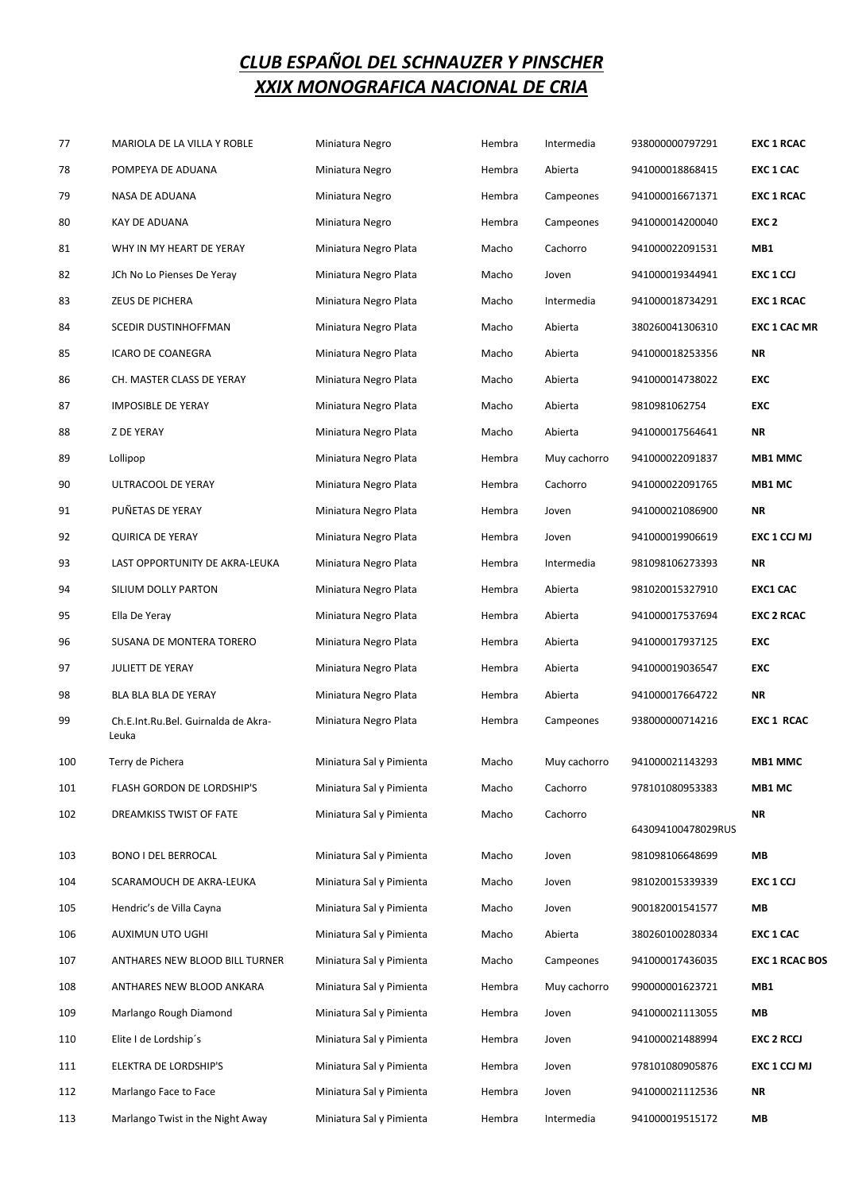# *CLUB ESPAÑOL DEL SCHNAUZER Y PINSCHER*
# *XXIX MONOGRAFICA NACIONAL DE CRIA*

| | | | | | | |
|---|---|---|---|---|---|---|
| 77 | MARIOLA DE LA VILLA Y ROBLE | Miniatura Negro | Hembra | Intermedia | 938000000797291 | **EXC 1 RCAC** |
| 78 | POMPEYA DE ADUANA | Miniatura Negro | Hembra | Abierta | 941000018868415 | **EXC 1 CAC** |
| 79 | NASA DE ADUANA | Miniatura Negro | Hembra | Campeones | 941000016671371 | **EXC 1 RCAC** |
| 80 | KAY DE ADUANA | Miniatura Negro | Hembra | Campeones | 941000014200040 | **EXC 2** |
| 81 | WHY IN MY HEART DE YERAY | Miniatura Negro Plata | Macho | Cachorro | 941000022091531 | **MB1** |
| 82 | JCh No Lo Pienses De Yeray | Miniatura Negro Plata | Macho | Joven | 941000019344941 | **EXC 1 CCJ** |
| 83 | ZEUS DE PICHERA | Miniatura Negro Plata | Macho | Intermedia | 941000018734291 | **EXC 1 RCAC** |
| 84 | SCEDIR DUSTINHOFFMAN | Miniatura Negro Plata | Macho | Abierta | 380260041306310 | **EXC 1 CAC MR** |
| 85 | ICARO DE COANEGRA | Miniatura Negro Plata | Macho | Abierta | 941000018253356 | **NR** |
| 86 | CH. MASTER CLASS DE YERAY | Miniatura Negro Plata | Macho | Abierta | 941000014738022 | **EXC** |
| 87 | IMPOSIBLE DE YERAY | Miniatura Negro Plata | Macho | Abierta | 9810981062754 | **EXC** |
| 88 | Z DE YERAY | Miniatura Negro Plata | Macho | Abierta | 941000017564641 | **NR** |
| 89 | Lollipop | Miniatura Negro Plata | Hembra | Muy cachorro | 941000022091837 | **MB1 MMC** |
| 90 | ULTRACOOL DE YERAY | Miniatura Negro Plata | Hembra | Cachorro | 941000022091765 | **MB1 MC** |
| 91 | PUÑETAS DE YERAY | Miniatura Negro Plata | Hembra | Joven | 941000021086900 | **NR** |
| 92 | QUIRICA DE YERAY | Miniatura Negro Plata | Hembra | Joven | 941000019906619 | **EXC 1 CCJ MJ** |
| 93 | LAST OPPORTUNITY DE AKRA-LEUKA | Miniatura Negro Plata | Hembra | Intermedia | 981098106273393 | **NR** |
| 94 | SILIUM DOLLY PARTON | Miniatura Negro Plata | Hembra | Abierta | 981020015327910 | **EXC1 CAC** |
| 95 | Ella De Yeray | Miniatura Negro Plata | Hembra | Abierta | 941000017537694 | **EXC 2 RCAC** |
| 96 | SUSANA DE MONTERA TORERO | Miniatura Negro Plata | Hembra | Abierta | 941000017937125 | **EXC** |
| 97 | JULIETT DE YERAY | Miniatura Negro Plata | Hembra | Abierta | 941000019036547 | **EXC** |
| 98 | BLA BLA BLA DE YERAY | Miniatura Negro Plata | Hembra | Abierta | 941000017664722 | **NR** |
| 99 | Ch.E.Int.Ru.Bel. Guirnalda de Akra-Leuka | Miniatura Negro Plata | Hembra | Campeones | 938000000714216 | **EXC 1 RCAC** |
| 100 | Terry de Pichera | Miniatura Sal y Pimienta | Macho | Muy cachorro | 941000021143293 | **MB1 MMC** |
| 101 | FLASH GORDON DE LORDSHIP'S | Miniatura Sal y Pimienta | Macho | Cachorro | 978101080953383 | **MB1 MC** |
| 102 | DREAMKISS TWIST OF FATE | Miniatura Sal y Pimienta | Macho | Cachorro | 643094100478029RUS | **NR** |
| 103 | BONO I DEL BERROCAL | Miniatura Sal y Pimienta | Macho | Joven | 981098106648699 | **MB** |
| 104 | SCARAMOUCH DE AKRA-LEUKA | Miniatura Sal y Pimienta | Macho | Joven | 981020015339339 | **EXC 1 CCJ** |
| 105 | Hendric's de Villa Cayna | Miniatura Sal y Pimienta | Macho | Joven | 900182001541577 | **MB** |
| 106 | AUXIMUN UTO UGHI | Miniatura Sal y Pimienta | Macho | Abierta | 380260100280334 | **EXC 1 CAC** |
| 107 | ANTHARES NEW BLOOD BILL TURNER | Miniatura Sal y Pimienta | Macho | Campeones | 941000017436035 | **EXC 1 RCAC BOS** |
| 108 | ANTHARES NEW BLOOD ANKARA | Miniatura Sal y Pimienta | Hembra | Muy cachorro | 990000001623721 | **MB1** |
| 109 | Marlango Rough Diamond | Miniatura Sal y Pimienta | Hembra | Joven | 941000021113055 | **MB** |
| 110 | Elite I de Lordship´s | Miniatura Sal y Pimienta | Hembra | Joven | 941000021488994 | **EXC 2 RCCJ** |
| 111 | ELEKTRA DE LORDSHIP'S | Miniatura Sal y Pimienta | Hembra | Joven | 978101080905876 | **EXC 1 CCJ MJ** |
| 112 | Marlango Face to Face | Miniatura Sal y Pimienta | Hembra | Joven | 941000021112536 | **NR** |
| 113 | Marlango Twist in the Night Away | Miniatura Sal y Pimienta | Hembra | Intermedia | 941000019515172 | **MB** |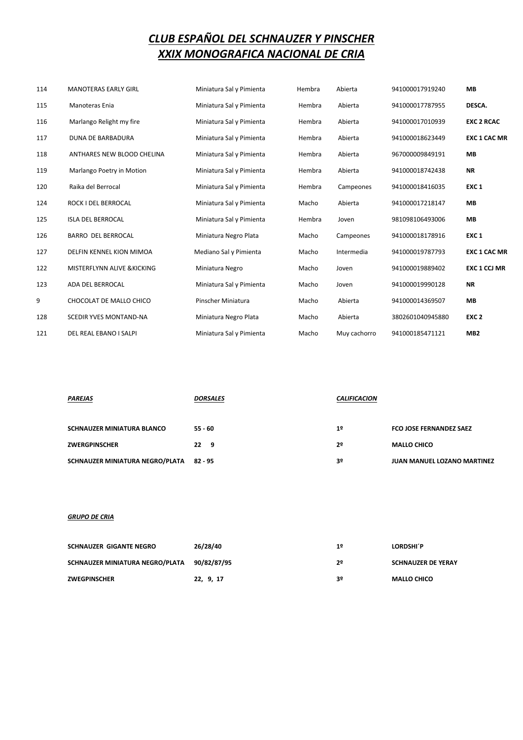# *CLUB ESPAÑOL DEL SCHNAUZER Y PINSCHER*
# *XXIX MONOGRAFICA NACIONAL DE CRIA*

| | | | | | | |
|---|---|---|---|---|---|---|
| 114 | MANOTERAS EARLY GIRL | Miniatura Sal y Pimienta | Hembra | Abierta | 941000017919240 | **MB** |
| 115 | Manoteras Enia | Miniatura Sal y Pimienta | Hembra | Abierta | 941000017787955 | **DESCA.** |
| 116 | Marlango Relight my fire | Miniatura Sal y Pimienta | Hembra | Abierta | 941000017010939 | **EXC 2 RCAC** |
| 117 | DUNA DE BARBADURA | Miniatura Sal y Pimienta | Hembra | Abierta | 941000018623449 | **EXC 1 CAC MR** |
| 118 | ANTHARES NEW BLOOD CHELINA | Miniatura Sal y Pimienta | Hembra | Abierta | 967000009849191 | **MB** |
| 119 | Marlango Poetry in Motion | Miniatura Sal y Pimienta | Hembra | Abierta | 941000018742438 | **NR** |
| 120 | Raika del Berrocal | Miniatura Sal y Pimienta | Hembra | Campeones | 941000018416035 | **EXC 1** |
| 124 | ROCK I DEL BERROCAL | Miniatura Sal y Pimienta | Macho | Abierta | 941000017218147 | **MB** |
| 125 | ISLA DEL BERROCAL | Miniatura Sal y Pimienta | Hembra | Joven | 981098106493006 | **MB** |
| 126 | BARRO DEL BERROCAL | Miniatura Negro Plata | Macho | Campeones | 941000018178916 | **EXC 1** |
| 127 | DELFIN KENNEL KION MIMOA | Mediano Sal y Pimienta | Macho | Intermedia | 941000019787793 | **EXC 1 CAC MR** |
| 122 | MISTERFLYNN ALIVE &KICKING | Miniatura Negro | Macho | Joven | 941000019889402 | **EXC 1 CCJ MR** |
| 123 | ADA DEL BERROCAL | Miniatura Sal y Pimienta | Macho | Joven | 941000019990128 | **NR** |
| 9 | CHOCOLAT DE MALLO CHICO | Pinscher Miniatura | Macho | Abierta | 941000014369507 | **MB** |
| 128 | SCEDIR YVES MONTAND-NA | Miniatura Negro Plata | Macho | Abierta | 380260104094588O | **EXC 2** |
| 121 | DEL REAL EBANO I SALPI | Miniatura Sal y Pimienta | Macho | Muy cachorro | 941000185471121 | **MB2** |

| ***PAREJAS*** | ***DORSALES*** | ***CALIFICACION*** | |
|---|---|---|---|
| **SCHNAUZER MINIATURA BLANCO** | **55 - 60** | **1º** | **FCO JOSE FERNANDEZ SAEZ** |
| **ZWERGPINSCHER** | **22 9** | **2º** | **MALLO CHICO** |
| **SCHNAUZER MINIATURA NEGRO/PLATA** | **82 - 95** | **3º** | **JUAN MANUEL LOZANO MARTINEZ** |

***GRUPO DE CRIA***

| | | | |
|---|---|---|---|
| **SCHNAUZER GIGANTE NEGRO** | **26/28/40** | **1º** | **LORDSHI´P** |
| **SCHNAUZER MINIATURA NEGRO/PLATA** | **90/82/87/95** | **2º** | **SCHNAUZER DE YERAY** |
| **ZWEGPINSCHER** | **22, 9, 17** | **3º** | **MALLO CHICO** |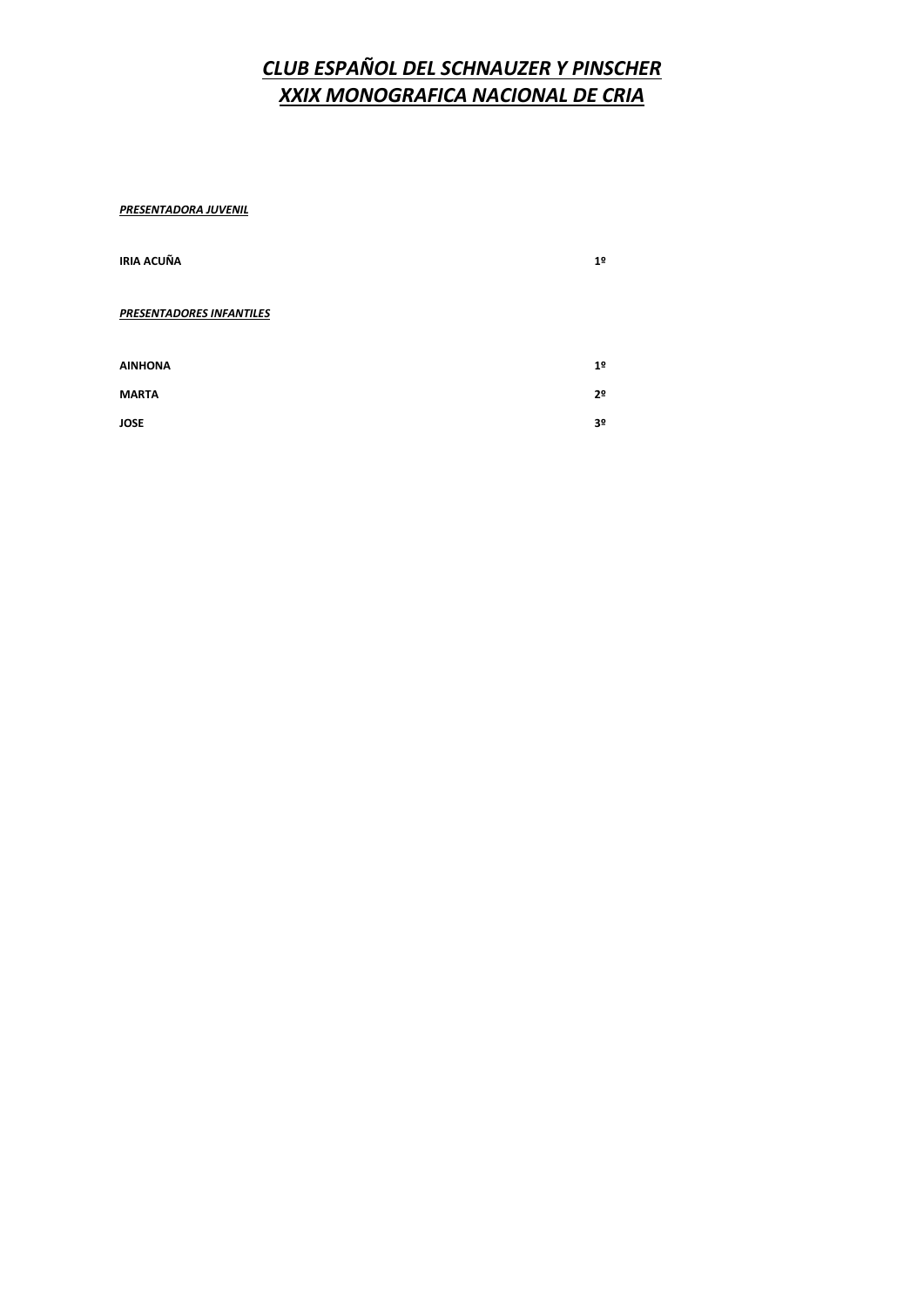# *CLUB ESPAÑOL DEL SCHNAUZER Y PINSCHER*
# *XXIX MONOGRAFICA NACIONAL DE CRIA*

***PRESENTADORA JUVENIL***

| | |
|---|---|
| **IRIA ACUÑA** | **1º** |

***PRESENTADORES INFANTILES***

| | |
|---|---|
| **AINHONA** | **1º** |
| **MARTA** | **2º** |
| **JOSE** | **3º** |